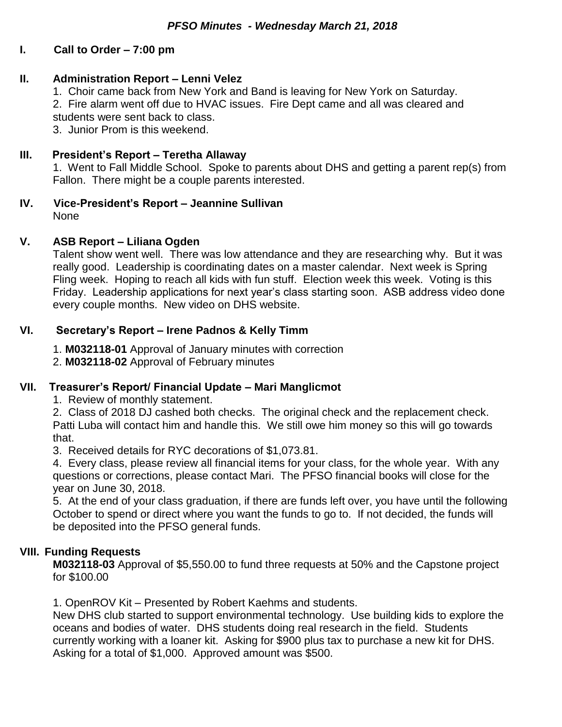# *PFSO Minutes - Wednesday March 21, 2018*

## I. Call to Order – 7:00 pm

## II. Administration Report – Lenni Velez

1. Choir came back from New York and Band is leaving for New York on Saturday.
2. Fire alarm went off due to HVAC issues. Fire Dept came and all was cleared and students were sent back to class.
3. Junior Prom is this weekend.

## III. President's Report – Teretha Allaway

1. Went to Fall Middle School. Spoke to parents about DHS and getting a parent rep(s) from Fallon. There might be a couple parents interested.

## IV. Vice-President's Report – Jeannine Sullivan

None

## V. ASB Report – Liliana Ogden

Talent show went well. There was low attendance and they are researching why. But it was really good. Leadership is coordinating dates on a master calendar. Next week is Spring Fling week. Hoping to reach all kids with fun stuff. Election week this week. Voting is this Friday. Leadership applications for next year's class starting soon. ASB address video done every couple months. New video on DHS website.

## VI. Secretary's Report – Irene Padnos & Kelly Timm

1. **M032118-01** Approval of January minutes with correction
2. **M032118-02** Approval of February minutes

## VII. Treasurer's Report/ Financial Update – Mari Manglicmot

1. Review of monthly statement.
2. Class of 2018 DJ cashed both checks. The original check and the replacement check. Patti Luba will contact him and handle this. We still owe him money so this will go towards that.
3. Received details for RYC decorations of $1,073.81.
4. Every class, please review all financial items for your class, for the whole year. With any questions or corrections, please contact Mari. The PFSO financial books will close for the year on June 30, 2018.
5. At the end of your class graduation, if there are funds left over, you have until the following October to spend or direct where you want the funds to go to. If not decided, the funds will be deposited into the PFSO general funds.

## VIII. Funding Requests

**M032118-03** Approval of $5,550.00 to fund three requests at 50% and the Capstone project for $100.00

1. OpenROV Kit – Presented by Robert Kaehms and students.
New DHS club started to support environmental technology. Use building kids to explore the oceans and bodies of water. DHS students doing real research in the field. Students currently working with a loaner kit. Asking for $900 plus tax to purchase a new kit for DHS. Asking for a total of $1,000. Approved amount was $500.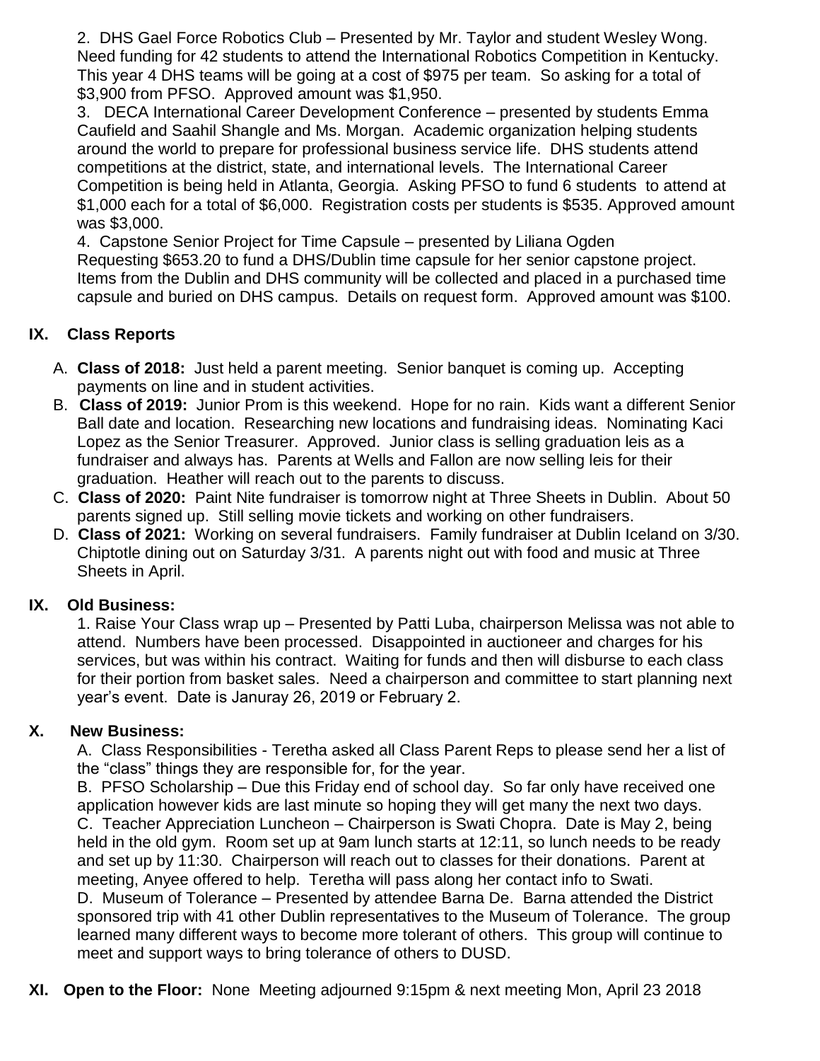2. DHS Gael Force Robotics Club – Presented by Mr. Taylor and student Wesley Wong. Need funding for 42 students to attend the International Robotics Competition in Kentucky. This year 4 DHS teams will be going at a cost of $975 per team. So asking for a total of $3,900 from PFSO. Approved amount was $1,950.

3. DECA International Career Development Conference – presented by students Emma Caufield and Saahil Shangle and Ms. Morgan. Academic organization helping students around the world to prepare for professional business service life. DHS students attend competitions at the district, state, and international levels. The International Career Competition is being held in Atlanta, Georgia. Asking PFSO to fund 6 students to attend at $1,000 each for a total of $6,000. Registration costs per students is $535. Approved amount was $3,000.

4. Capstone Senior Project for Time Capsule – presented by Liliana Ogden Requesting $653.20 to fund a DHS/Dublin time capsule for her senior capstone project. Items from the Dublin and DHS community will be collected and placed in a purchased time capsule and buried on DHS campus. Details on request form. Approved amount was $100.

## IX. Class Reports

A. **Class of 2018:** Just held a parent meeting. Senior banquet is coming up. Accepting payments on line and in student activities.

B. **Class of 2019:** Junior Prom is this weekend. Hope for no rain. Kids want a different Senior Ball date and location. Researching new locations and fundraising ideas. Nominating Kaci Lopez as the Senior Treasurer. Approved. Junior class is selling graduation leis as a fundraiser and always has. Parents at Wells and Fallon are now selling leis for their graduation. Heather will reach out to the parents to discuss.

C. **Class of 2020:** Paint Nite fundraiser is tomorrow night at Three Sheets in Dublin. About 50 parents signed up. Still selling movie tickets and working on other fundraisers.

D. **Class of 2021:** Working on several fundraisers. Family fundraiser at Dublin Iceland on 3/30. Chiptotle dining out on Saturday 3/31. A parents night out with food and music at Three Sheets in April.

## IX. Old Business:

1. Raise Your Class wrap up – Presented by Patti Luba, chairperson Melissa was not able to attend. Numbers have been processed. Disappointed in auctioneer and charges for his services, but was within his contract. Waiting for funds and then will disburse to each class for their portion from basket sales. Need a chairperson and committee to start planning next year's event. Date is Januray 26, 2019 or February 2.

## X. New Business:

A. Class Responsibilities - Teretha asked all Class Parent Reps to please send her a list of the "class" things they are responsible for, for the year.

B. PFSO Scholarship – Due this Friday end of school day. So far only have received one application however kids are last minute so hoping they will get many the next two days.

C. Teacher Appreciation Luncheon – Chairperson is Swati Chopra. Date is May 2, being held in the old gym. Room set up at 9am lunch starts at 12:11, so lunch needs to be ready and set up by 11:30. Chairperson will reach out to classes for their donations. Parent at meeting, Anyee offered to help. Teretha will pass along her contact info to Swati.

D. Museum of Tolerance – Presented by attendee Barna De. Barna attended the District sponsored trip with 41 other Dublin representatives to the Museum of Tolerance. The group learned many different ways to become more tolerant of others. This group will continue to meet and support ways to bring tolerance of others to DUSD.

## XI. Open to the Floor: None Meeting adjourned 9:15pm & next meeting Mon, April 23 2018